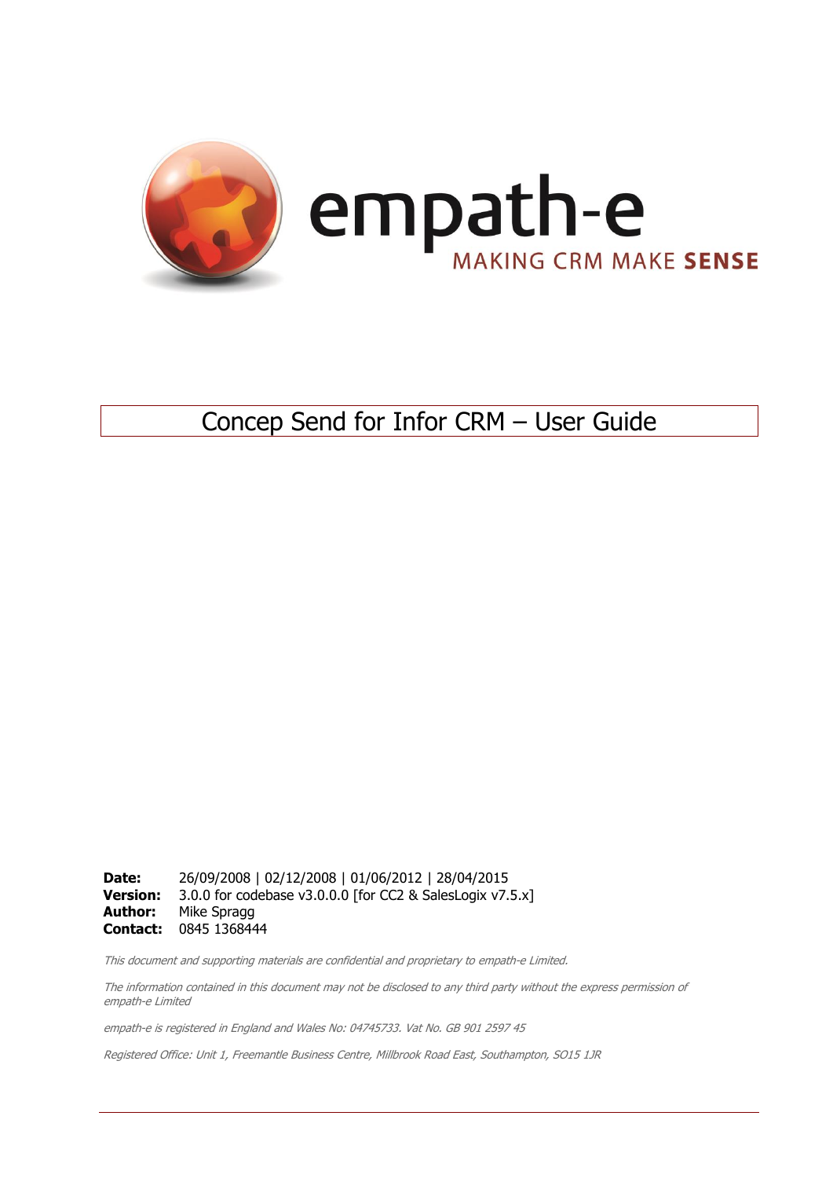empath-e

MAKING CRM MAKE **SENSE**

# Concep Send for Infor CRM – User Guide

**Date:** 26/09/2008 | 02/12/2008 | 01/06/2012 | 28/04/2015
**Version:** 3.0.0 for codebase v3.0.0.0 [for CC2 & SalesLogix v7.5.x]
**Author:** Mike Spragg
**Contact:** 0845 1368444

*This document and supporting materials are confidential and proprietary to empath-e Limited.*

*The information contained in this document may not be disclosed to any third party without the express permission of empath-e Limited*

*empath-e is registered in England and Wales No: 04745733. Vat No. GB 901 2597 45*

*Registered Office: Unit 1, Freemantle Business Centre, Millbrook Road East, Southampton, SO15 1JR*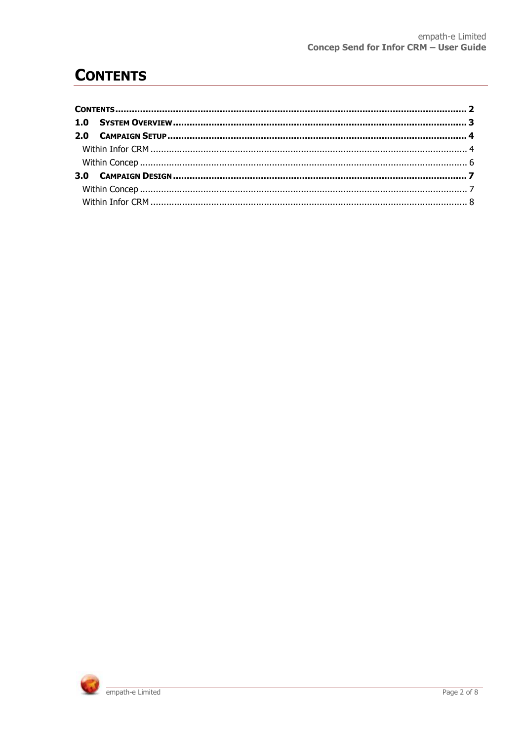# CONTENTS

| | |
|---|---|
| **CONTENTS** | **2** |
| **1.0 SYSTEM OVERVIEW** | **3** |
| **2.0 CAMPAIGN SETUP** | **4** |
| Within Infor CRM | 4 |
| Within Concep | 6 |
| **3.0 CAMPAIGN DESIGN** | **7** |
| Within Concep | 7 |
| Within Infor CRM | 8 |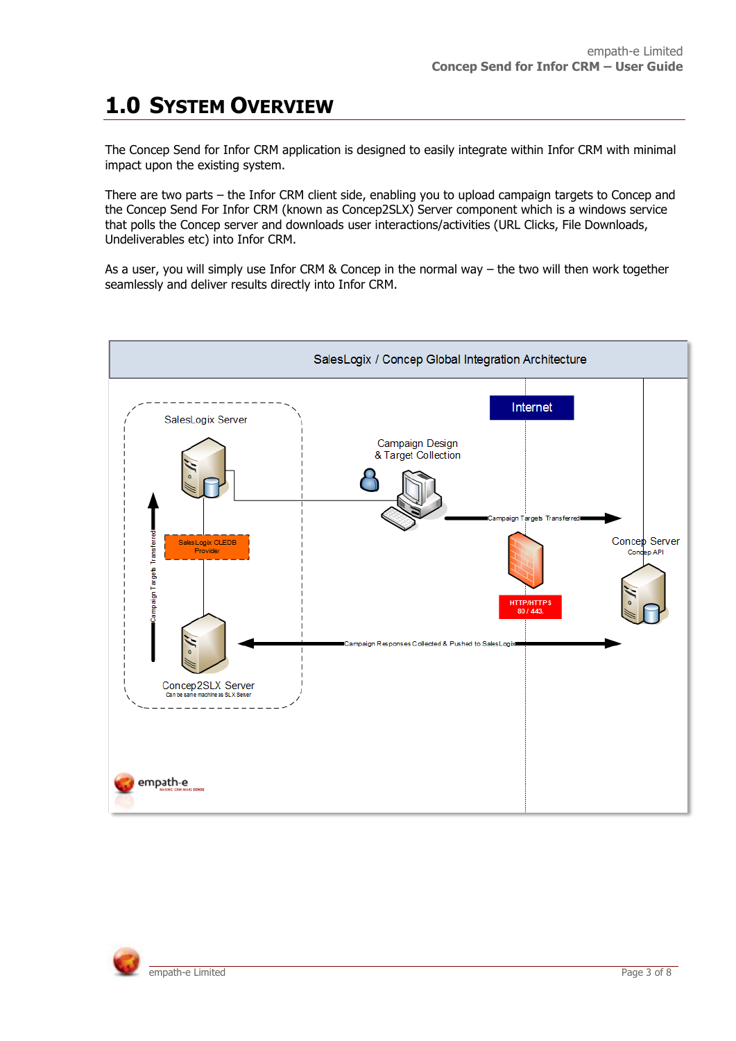# 1.0 System Overview

The Concep Send for Infor CRM application is designed to easily integrate within Infor CRM with minimal impact upon the existing system.

There are two parts – the Infor CRM client side, enabling you to upload campaign targets to Concep and the Concep Send For Infor CRM (known as Concep2SLX) Server component which is a windows service that polls the Concep server and downloads user interactions/activities (URL Clicks, File Downloads, Undeliverables etc) into Infor CRM.

As a user, you will simply use Infor CRM & Concep in the normal way – the two will then work together seamlessly and deliver results directly into Infor CRM.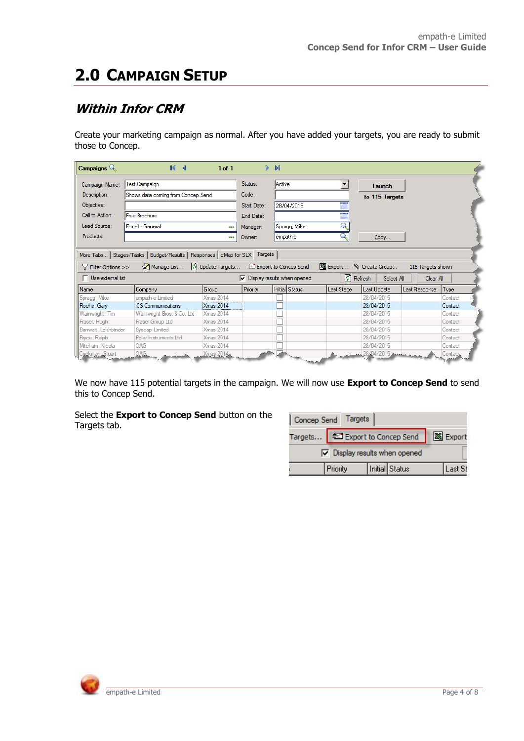# 2.0 Campaign Setup

## *Within Infor CRM*

Create your marketing campaign as normal. After you have added your targets, you are ready to submit those to Concep.

We now have 115 potential targets in the campaign. We will now use **Export to Concep Send** to send this to Concep Send.

Select the **Export to Concep Send** button on the Targets tab.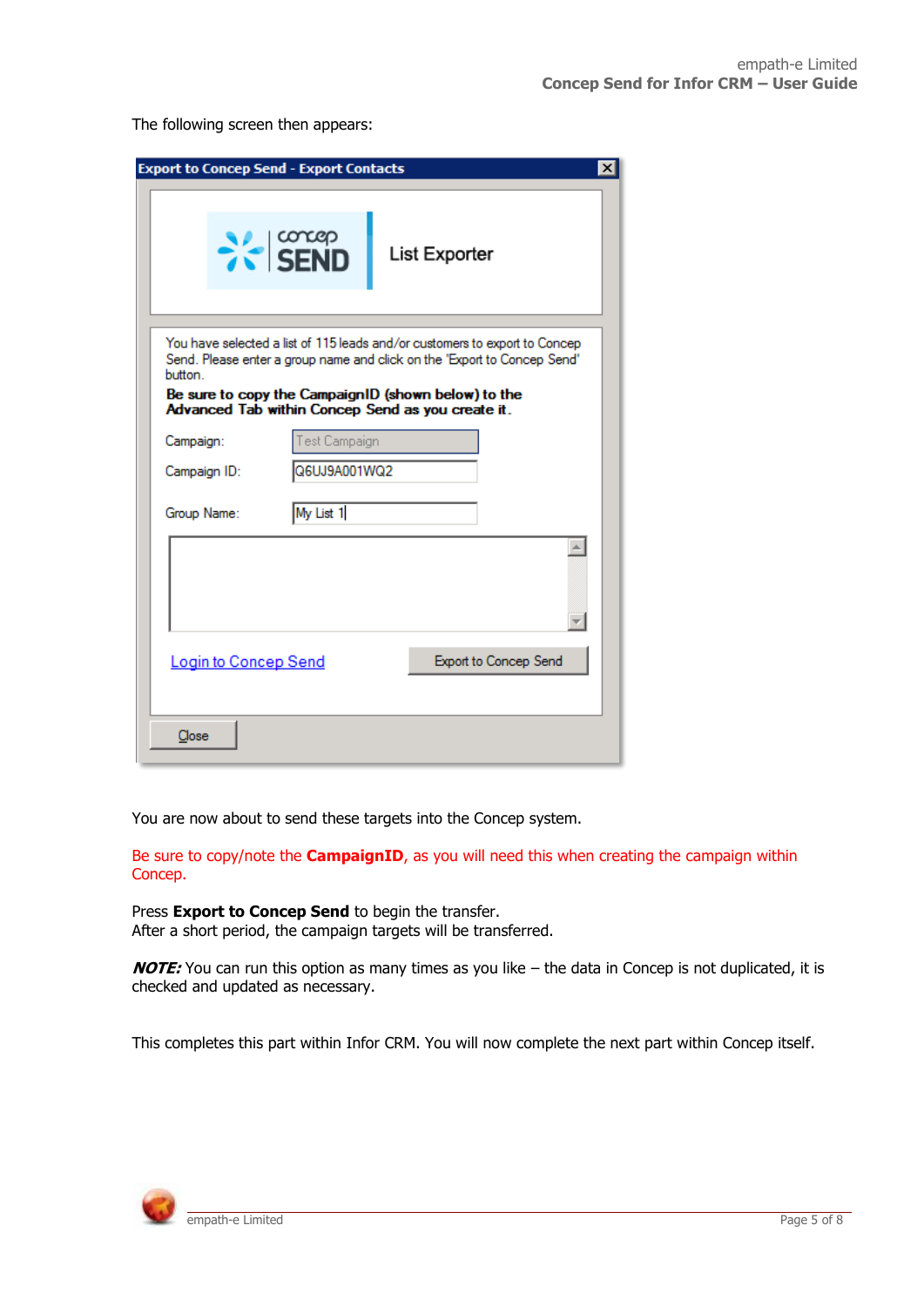The following screen then appears:

You are now about to send these targets into the Concep system.

Be sure to copy/note the **CampaignID**, as you will need this when creating the campaign within Concep.

Press **Export to Concep Send** to begin the transfer.
After a short period, the campaign targets will be transferred.

***NOTE:*** You can run this option as many times as you like – the data in Concep is not duplicated, it is checked and updated as necessary.

This completes this part within Infor CRM. You will now complete the next part within Concep itself.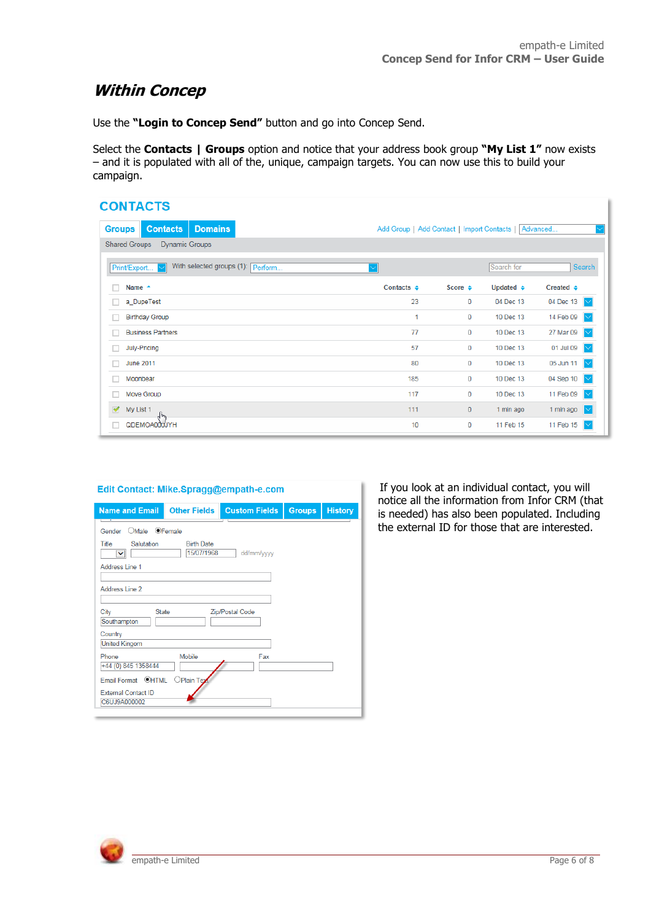## *Within Concep*

Use the **"Login to Concep Send"** button and go into Concep Send.

Select the **Contacts | Groups** option and notice that your address book group **"My List 1"** now exists – and it is populated with all of the, unique, campaign targets. You can now use this to build your campaign.

If you look at an individual contact, you will notice all the information from Infor CRM (that is needed) has also been populated. Including the external ID for those that are interested.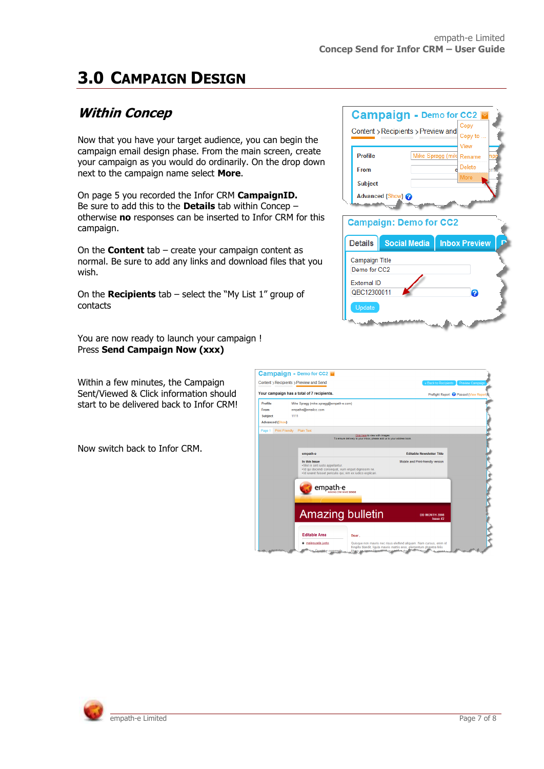# 3.0 Campaign Design

## *Within Concep*

Now that you have your target audience, you can begin the campaign email design phase. From the main screen, create your campaign as you would do ordinarily. On the drop down next to the campaign name select **More**.

On page 5 you recorded the Infor CRM **CampaignID.**
Be sure to add this to the **Details** tab within Concep – otherwise **no** responses can be inserted to Infor CRM for this campaign.

On the **Content** tab – create your campaign content as normal. Be sure to add any links and download files that you wish.

On the **Recipients** tab – select the "My List 1" group of contacts

You are now ready to launch your campaign !
Press **Send Campaign Now (xxx)**

Within a few minutes, the Campaign Sent/Viewed & Click information should start to be delivered back to Infor CRM!

Now switch back to Infor CRM.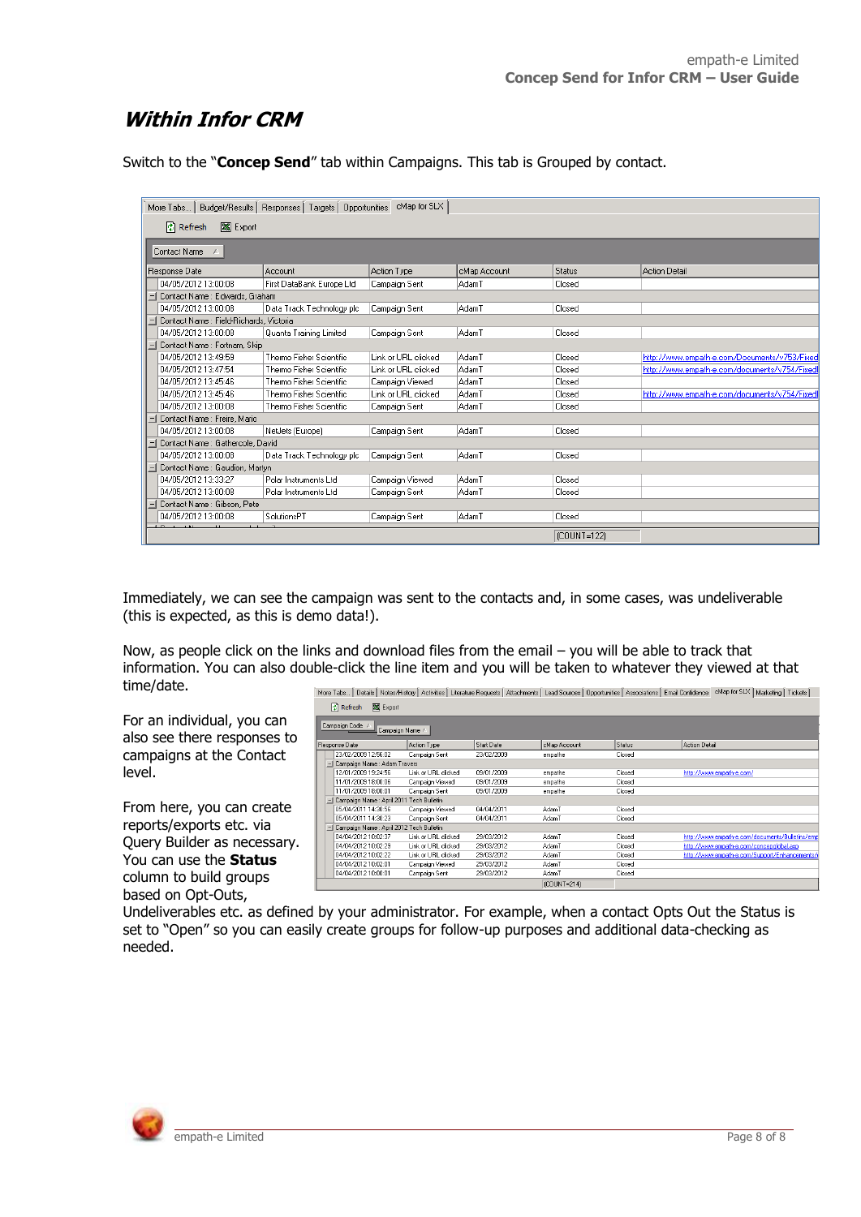## Within Infor CRM

Switch to the "**Concep Send**" tab within Campaigns. This tab is Grouped by contact.

Immediately, we can see the campaign was sent to the contacts and, in some cases, was undeliverable (this is expected, as this is demo data!).

Now, as people click on the links and download files from the email – you will be able to track that information. You can also double-click the line item and you will be taken to whatever they viewed at that time/date.

For an individual, you can also see there responses to campaigns at the Contact level.

From here, you can create reports/exports etc. via Query Builder as necessary. You can use the **Status** column to build groups based on Opt-Outs, Undeliverables etc. as defined by your administrator. For example, when a contact Opts Out the Status is set to "Open" so you can easily create groups for follow-up purposes and additional data-checking as needed.